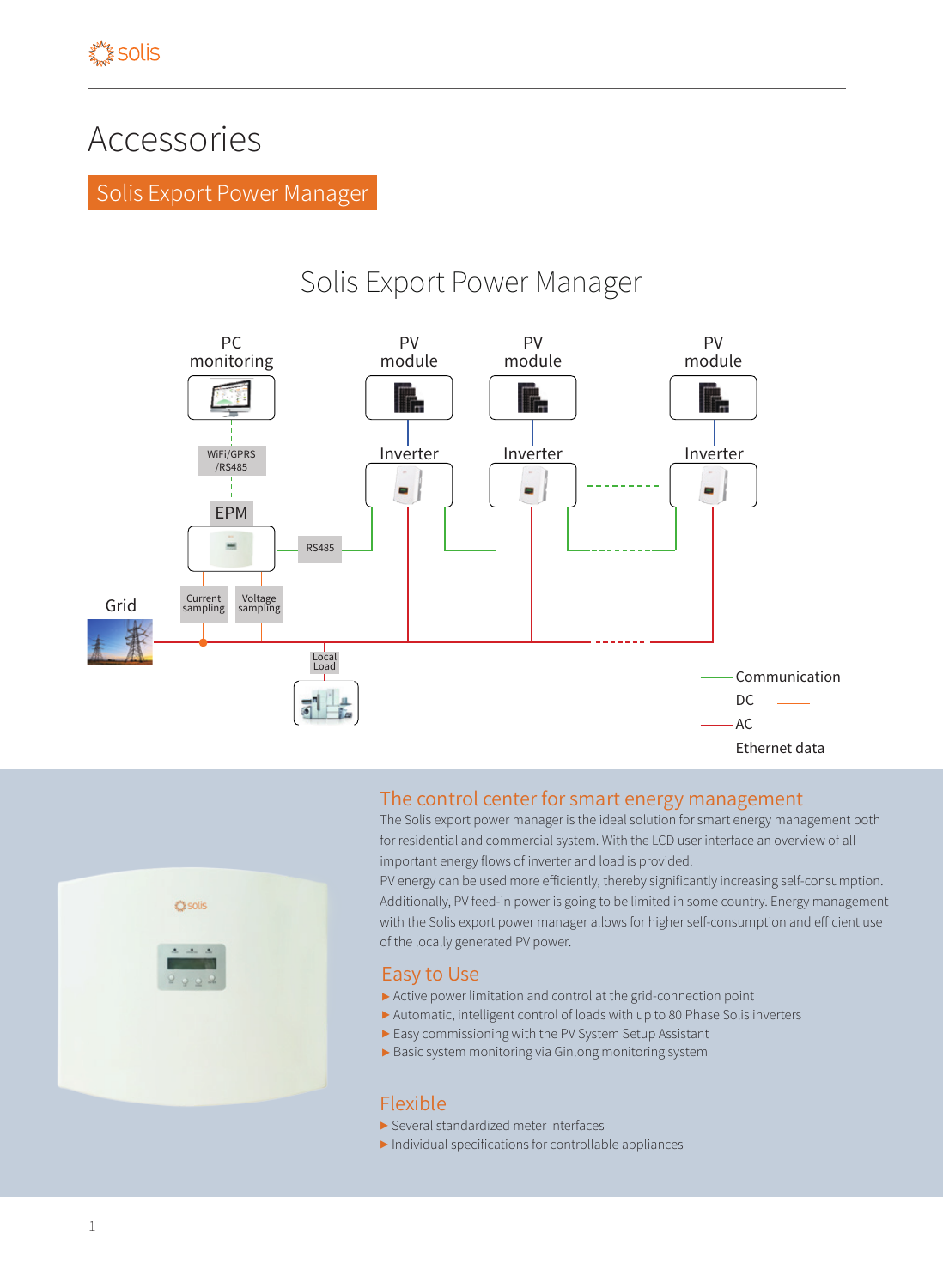# Accessories

## Solis Export Power Manager

### Solis Export Power Manager

PC monitoring

PV module

PV module

PV module

WiFi/GPRS /RS485

Inverter

Inverter

Inverter

EPM

RS485

Grid

Current sampling

Voltage sampling

Local Load

Communication

DC

AC

Ethernet data

## The control center for smart energy management

The Solis export power manager is the ideal solution for smart energy management both for residential and commercial system. With the LCD user interface an overview of all important energy flows of inverter and load is provided.

PV energy can be used more efficiently, thereby significantly increasing self-consumption. Additionally, PV feed-in power is going to be limited in some country. Energy management with the Solis export power manager allows for higher self-consumption and efficient use of the locally generated PV power.

## Easy to Use

- Active power limitation and control at the grid-connection point
- Automatic, intelligent control of loads with up to 80 Phase Solis inverters
- Easy commissioning with the PV System Setup Assistant
- Basic system monitoring via Ginlong monitoring system

## Flexible

- Several standardized meter interfaces
- Individual specifications for controllable appliances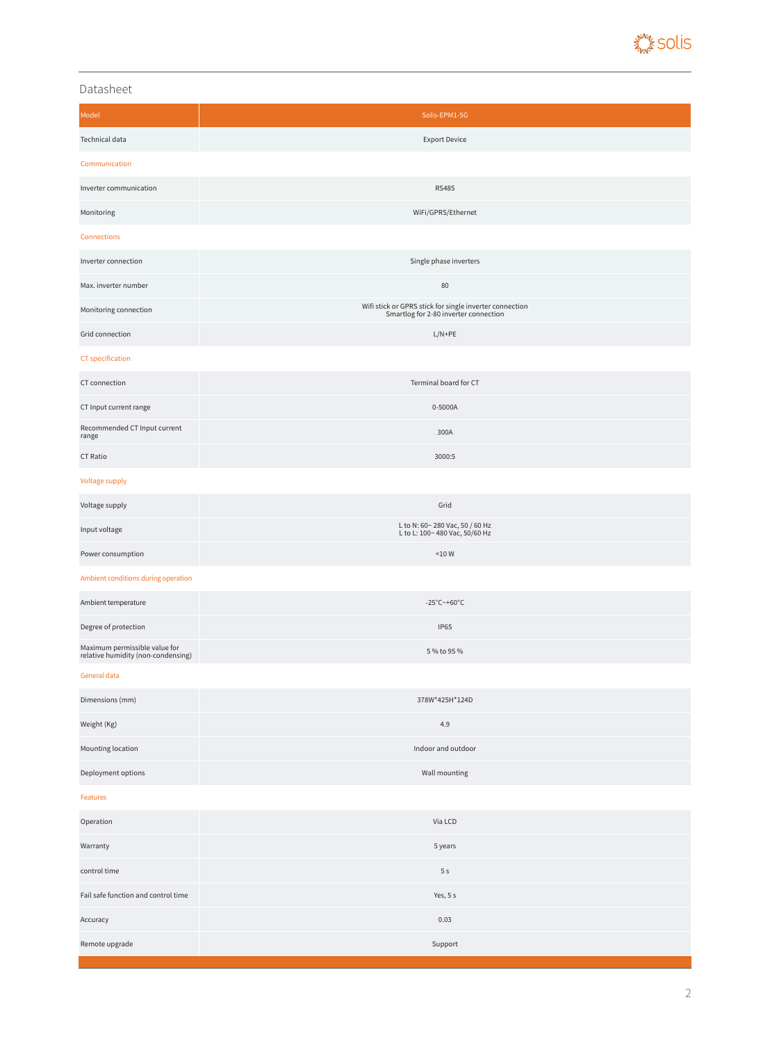## Datasheet

| Model | Solis-EPM1-5G |
|---|---|
| Technical data | Export Device |
| **Communication** | |
| Inverter communication | RS485 |
| Monitoring | WiFi/GPRS/Ethernet |
| **Connections** | |
| Inverter connection | Single phase inverters |
| Max. inverter number | 80 |
| Monitoring connection | Wifi stick or GPRS stick for single inverter connection<br>Smartlog for 2-80 inverter connection |
| Grid connection | L/N+PE |
| **CT specification** | |
| CT connection | Terminal board for CT |
| CT Input current range | 0-5000A |
| Recommended CT Input current range | 300A |
| CT Ratio | 3000:5 |
| **Voltage supply** | |
| Voltage supply | Grid |
| Input voltage | L to N: 60~ 280 Vac, 50 / 60 Hz<br>L to L: 100~ 480 Vac, 50/60 Hz |
| Power consumption | <10 W |
| **Ambient conditions during operation** | |
| Ambient temperature | -25°C~+60°C |
| Degree of protection | IP65 |
| Maximum permissible value for relative humidity (non-condensing) | 5 % to 95 % |
| **General data** | |
| Dimensions (mm) | 378W*425H*124D |
| Weight (Kg) | 4.9 |
| Mounting location | Indoor and outdoor |
| Deployment options | Wall mounting |
| **Features** | |
| Operation | Via LCD |
| Warranty | 5 years |
| control time | 5 s |
| Fail safe function and control time | Yes, 5 s |
| Accuracy | 0.03 |
| Remote upgrade | Support |